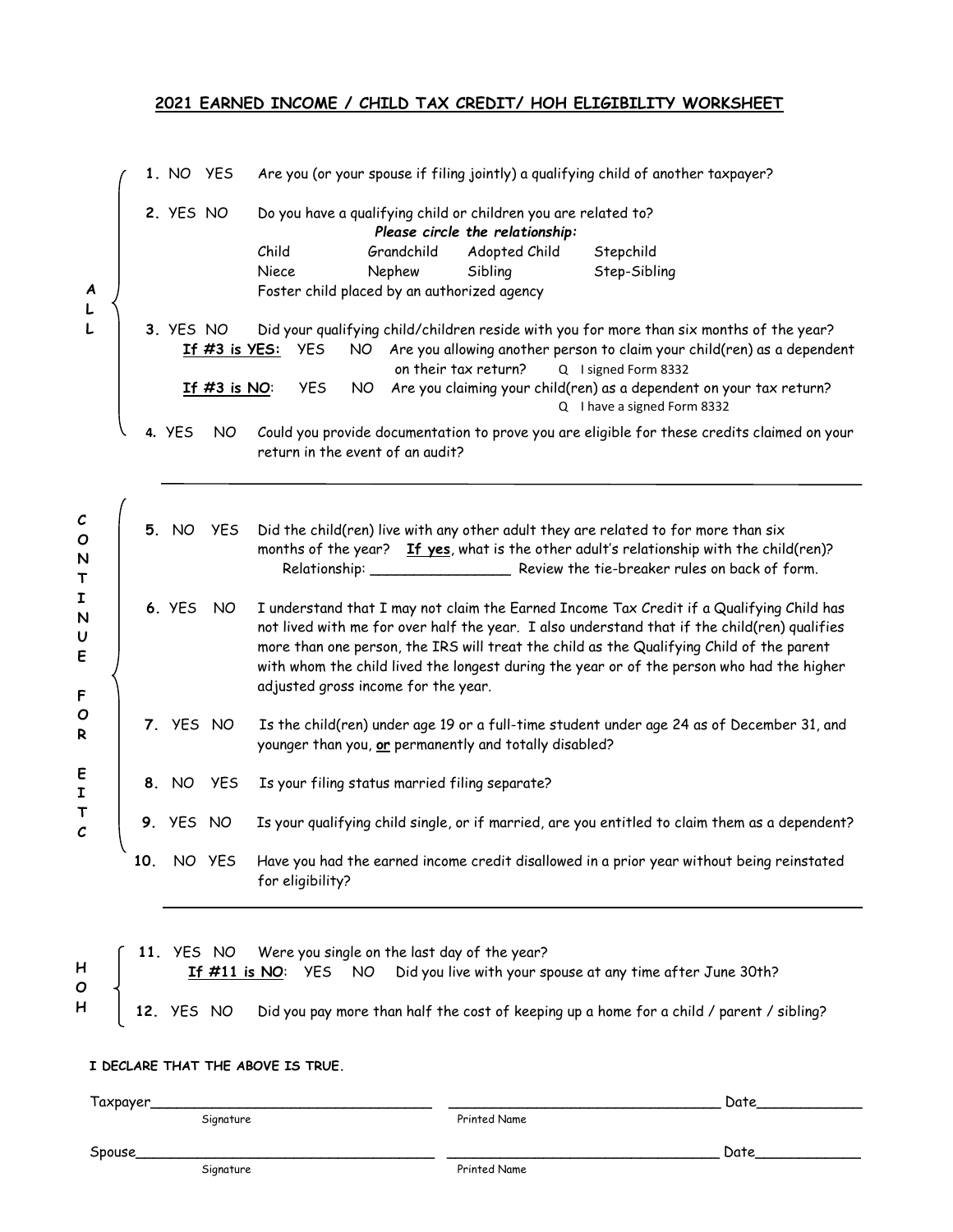## 2021 EARNED INCOME / CHILD TAX CREDIT/ HOH ELIGIBILITY WORKSHEET

**ALL**

1. NO YES — Are you (or your spouse if filing jointly) a qualifying child of another taxpayer?

2. YES NO — Do you have a qualifying child or children you are related to?

   ***Please circle the relationship:***

   | | | | |
   |---|---|---|---|
   | Child | Grandchild | Adopted Child | Stepchild |
   | Niece | Nephew | Sibling | Step-Sibling |

   Foster child placed by an authorized agency

3. YES NO — Did your qualifying child/children reside with you for more than six months of the year?

   **If #3 is YES:** YES NO — Are you allowing another person to claim your child(ren) as a dependent on their tax return? Q I signed Form 8332

   **If #3 is NO:** YES NO — Are you claiming your child(ren) as a dependent on your tax return? Q I have a signed Form 8332

4. YES NO — Could you provide documentation to prove you are eligible for these credits claimed on your return in the event of an audit?

---

**CONTINUE FOR EITC**

5. NO YES — Did the child(ren) live with any other adult they are related to for more than six months of the year? **If yes**, what is the other adult's relationship with the child(ren)?
   Relationship: ________________ Review the tie-breaker rules on back of form.

6. YES NO — I understand that I may not claim the Earned Income Tax Credit if a Qualifying Child has not lived with me for over half the year. I also understand that if the child(ren) qualifies more than one person, the IRS will treat the child as the Qualifying Child of the parent with whom the child lived the longest during the year or of the person who had the higher adjusted gross income for the year.

7. YES NO — Is the child(ren) under age 19 or a full-time student under age 24 as of December 31, and younger than you, **or** permanently and totally disabled?

8. NO YES — Is your filing status married filing separate?

9. YES NO — Is your qualifying child single, or if married, are you entitled to claim them as a dependent?

10. NO YES — Have you had the earned income credit disallowed in a prior year without being reinstated for eligibility?

---

**HOH**

11. YES NO — Were you single on the last day of the year?

    **If #11 is NO**: YES NO — Did you live with your spouse at any time after June 30th?

12. YES NO — Did you pay more than half the cost of keeping up a home for a child / parent / sibling?

**I DECLARE THAT THE ABOVE IS TRUE.**

Taxpayer________________________________ ________________________________ Date____________
Signature Printed Name

Spouse__________________________________ ________________________________ Date____________
Signature Printed Name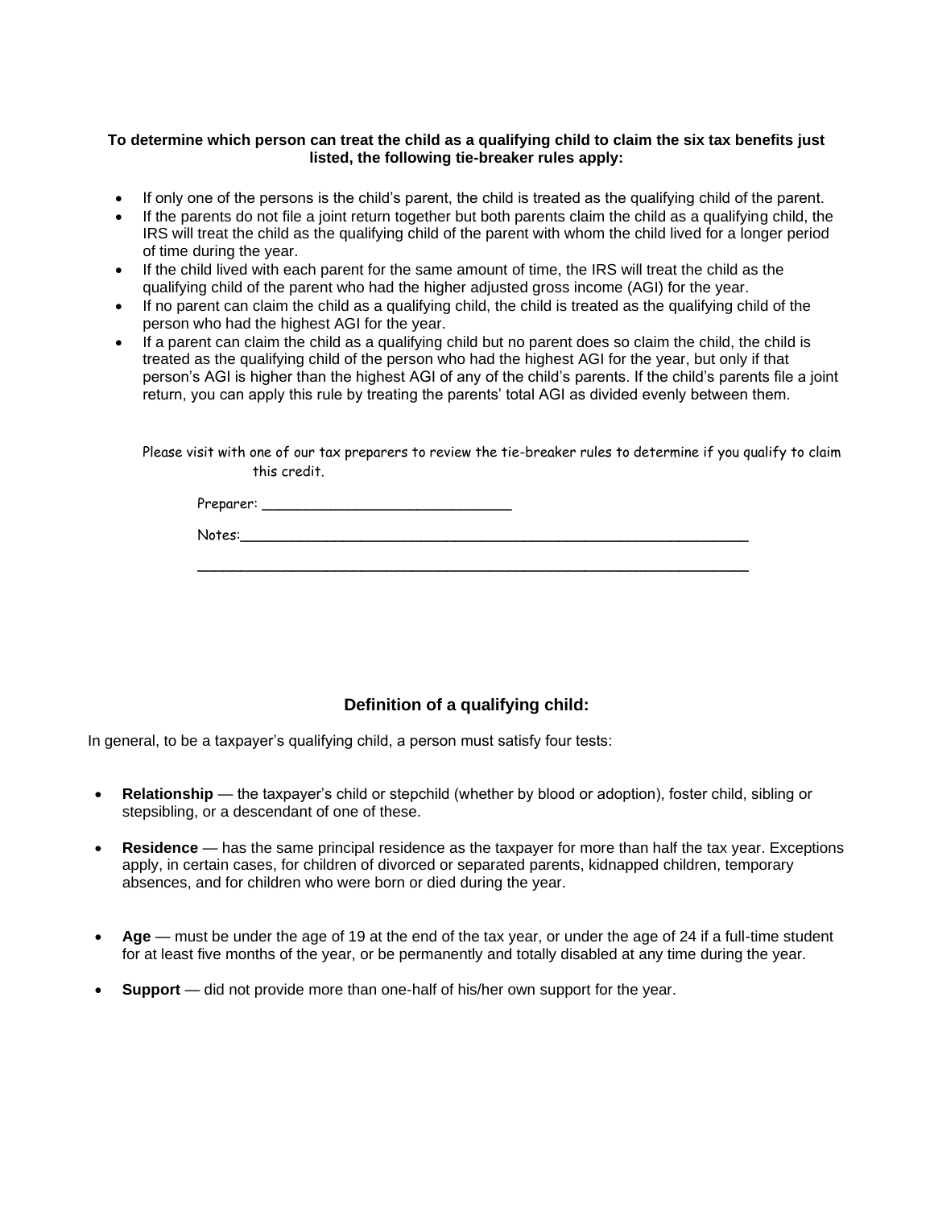**To determine which person can treat the child as a qualifying child to claim the six tax benefits just listed, the following tie-breaker rules apply:**

- If only one of the persons is the child's parent, the child is treated as the qualifying child of the parent.
- If the parents do not file a joint return together but both parents claim the child as a qualifying child, the IRS will treat the child as the qualifying child of the parent with whom the child lived for a longer period of time during the year.
- If the child lived with each parent for the same amount of time, the IRS will treat the child as the qualifying child of the parent who had the higher adjusted gross income (AGI) for the year.
- If no parent can claim the child as a qualifying child, the child is treated as the qualifying child of the person who had the highest AGI for the year.
- If a parent can claim the child as a qualifying child but no parent does so claim the child, the child is treated as the qualifying child of the person who had the highest AGI for the year, but only if that person's AGI is higher than the highest AGI of any of the child's parents. If the child's parents file a joint return, you can apply this rule by treating the parents' total AGI as divided evenly between them.

Please visit with one of our tax preparers to review the tie-breaker rules to determine if you qualify to claim this credit.

Preparer: ______________________________

Notes:______________________________________________________________

______________________________________________________________

## Definition of a qualifying child:

In general, to be a taxpayer's qualifying child, a person must satisfy four tests:

- **Relationship** — the taxpayer's child or stepchild (whether by blood or adoption), foster child, sibling or stepsibling, or a descendant of one of these.
- **Residence** — has the same principal residence as the taxpayer for more than half the tax year. Exceptions apply, in certain cases, for children of divorced or separated parents, kidnapped children, temporary absences, and for children who were born or died during the year.
- **Age** — must be under the age of 19 at the end of the tax year, or under the age of 24 if a full-time student for at least five months of the year, or be permanently and totally disabled at any time during the year.
- **Support** — did not provide more than one-half of his/her own support for the year.